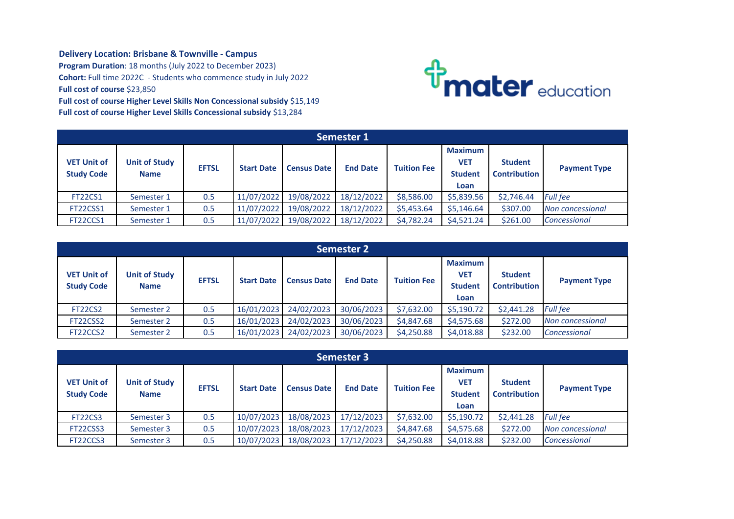**Delivery Location: Brisbane & Townville - Campus**
**Program Duration**: 18 months (July 2022 to December 2023)
**Cohort:** Full time 2022C - Students who commence study in July 2022
**Full cost of course** $23,850
**Full cost of course Higher Level Skills Non Concessional subsidy** $15,149
**Full cost of course Higher Level Skills Concessional subsidy** $13,284

| Semester 1 | | | | | | | | | |
|---|---|---|---|---|---|---|---|---|---|
| **VET Unit of Study Code** | **Unit of Study Name** | **EFTSL** | **Start Date** | **Census Date** | **End Date** | **Tuition Fee** | **Maximum VET Student Loan** | **Student Contribution** | **Payment Type** |
| FT22CS1 | Semester 1 | 0.5 | 11/07/2022 | 19/08/2022 | 18/12/2022 | $8,586.00 | $5,839.56 | $2,746.44 | *Full fee* |
| FT22CSS1 | Semester 1 | 0.5 | 11/07/2022 | 19/08/2022 | 18/12/2022 | $5,453.64 | $5,146.64 | $307.00 | *Non concessional* |
| FT22CCS1 | Semester 1 | 0.5 | 11/07/2022 | 19/08/2022 | 18/12/2022 | $4,782.24 | $4,521.24 | $261.00 | *Concessional* |

| Semester 2 | | | | | | | | | |
|---|---|---|---|---|---|---|---|---|---|
| **VET Unit of Study Code** | **Unit of Study Name** | **EFTSL** | **Start Date** | **Census Date** | **End Date** | **Tuition Fee** | **Maximum VET Student Loan** | **Student Contribution** | **Payment Type** |
| FT22CS2 | Semester 2 | 0.5 | 16/01/2023 | 24/02/2023 | 30/06/2023 | $7,632.00 | $5,190.72 | $2,441.28 | *Full fee* |
| FT22CSS2 | Semester 2 | 0.5 | 16/01/2023 | 24/02/2023 | 30/06/2023 | $4,847.68 | $4,575.68 | $272.00 | *Non concessional* |
| FT22CCS2 | Semester 2 | 0.5 | 16/01/2023 | 24/02/2023 | 30/06/2023 | $4,250.88 | $4,018.88 | $232.00 | *Concessional* |

| Semester 3 | | | | | | | | | |
|---|---|---|---|---|---|---|---|---|---|
| **VET Unit of Study Code** | **Unit of Study Name** | **EFTSL** | **Start Date** | **Census Date** | **End Date** | **Tuition Fee** | **Maximum VET Student Loan** | **Student Contribution** | **Payment Type** |
| FT22CS3 | Semester 3 | 0.5 | 10/07/2023 | 18/08/2023 | 17/12/2023 | $7,632.00 | $5,190.72 | $2,441.28 | *Full fee* |
| FT22CSS3 | Semester 3 | 0.5 | 10/07/2023 | 18/08/2023 | 17/12/2023 | $4,847.68 | $4,575.68 | $272.00 | *Non concessional* |
| FT22CCS3 | Semester 3 | 0.5 | 10/07/2023 | 18/08/2023 | 17/12/2023 | $4,250.88 | $4,018.88 | $232.00 | *Concessional* |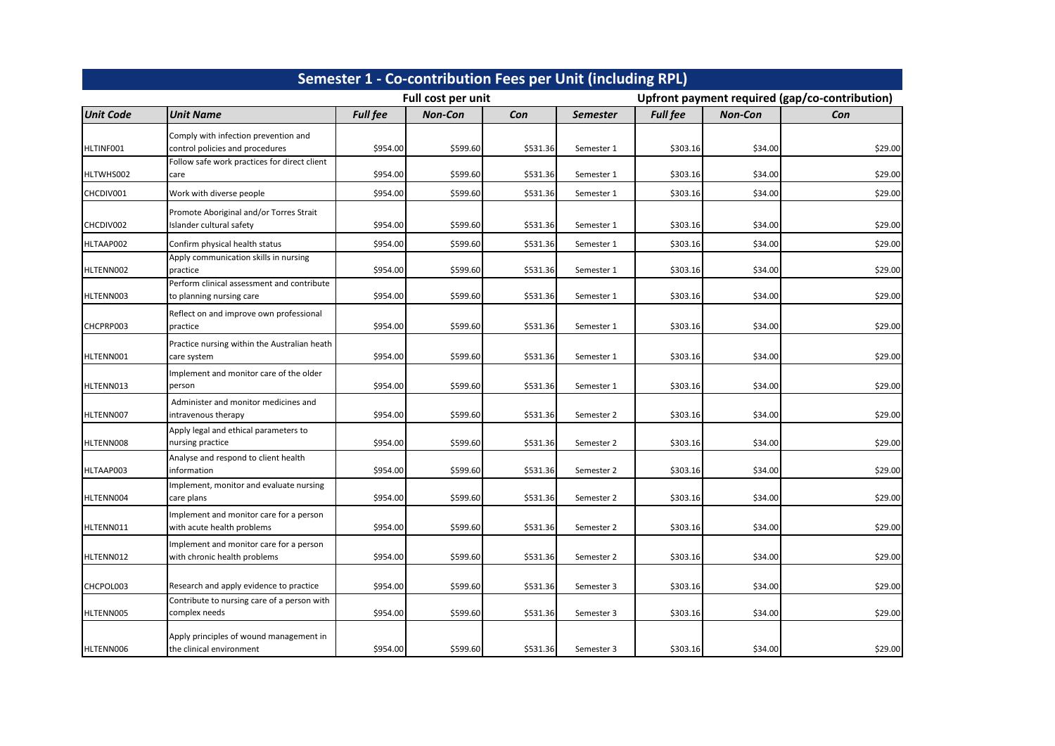| Semester 1 - Co-contribution Fees per Unit (including RPL) | | | | | | | | |
|---|---|---|---|---|---|---|---|---|
| | | Full cost per unit | | | | Upfront payment required (gap/co-contribution) | | |
| ***Unit Code*** | ***Unit Name*** | ***Full fee*** | ***Non-Con*** | ***Con*** | ***Semester*** | ***Full fee*** | ***Non-Con*** | ***Con*** |
| HLTINF001 | Comply with infection prevention and control policies and procedures | $954.00 | $599.60 | $531.36 | Semester 1 | $303.16 | $34.00 | $29.00 |
| HLTWHS002 | Follow safe work practices for direct client care | $954.00 | $599.60 | $531.36 | Semester 1 | $303.16 | $34.00 | $29.00 |
| CHCDIV001 | Work with diverse people | $954.00 | $599.60 | $531.36 | Semester 1 | $303.16 | $34.00 | $29.00 |
| CHCDIV002 | Promote Aboriginal and/or Torres Strait Islander cultural safety | $954.00 | $599.60 | $531.36 | Semester 1 | $303.16 | $34.00 | $29.00 |
| HLTAAP002 | Confirm physical health status | $954.00 | $599.60 | $531.36 | Semester 1 | $303.16 | $34.00 | $29.00 |
| HLTENN002 | Apply communication skills in nursing practice | $954.00 | $599.60 | $531.36 | Semester 1 | $303.16 | $34.00 | $29.00 |
| HLTENN003 | Perform clinical assessment and contribute to planning nursing care | $954.00 | $599.60 | $531.36 | Semester 1 | $303.16 | $34.00 | $29.00 |
| CHCPRP003 | Reflect on and improve own professional practice | $954.00 | $599.60 | $531.36 | Semester 1 | $303.16 | $34.00 | $29.00 |
| HLTENN001 | Practice nursing within the Australian heath care system | $954.00 | $599.60 | $531.36 | Semester 1 | $303.16 | $34.00 | $29.00 |
| HLTENN013 | Implement and monitor care of the older person | $954.00 | $599.60 | $531.36 | Semester 1 | $303.16 | $34.00 | $29.00 |
| HLTENN007 | Administer and monitor medicines and intravenous therapy | $954.00 | $599.60 | $531.36 | Semester 2 | $303.16 | $34.00 | $29.00 |
| HLTENN008 | Apply legal and ethical parameters to nursing practice | $954.00 | $599.60 | $531.36 | Semester 2 | $303.16 | $34.00 | $29.00 |
| HLTAAP003 | Analyse and respond to client health information | $954.00 | $599.60 | $531.36 | Semester 2 | $303.16 | $34.00 | $29.00 |
| HLTENN004 | Implement, monitor and evaluate nursing care plans | $954.00 | $599.60 | $531.36 | Semester 2 | $303.16 | $34.00 | $29.00 |
| HLTENN011 | Implement and monitor care for a person with acute health problems | $954.00 | $599.60 | $531.36 | Semester 2 | $303.16 | $34.00 | $29.00 |
| HLTENN012 | Implement and monitor care for a person with chronic health problems | $954.00 | $599.60 | $531.36 | Semester 2 | $303.16 | $34.00 | $29.00 |
| CHCPOL003 | Research and apply evidence to practice | $954.00 | $599.60 | $531.36 | Semester 3 | $303.16 | $34.00 | $29.00 |
| HLTENN005 | Contribute to nursing care of a person with complex needs | $954.00 | $599.60 | $531.36 | Semester 3 | $303.16 | $34.00 | $29.00 |
| HLTENN006 | Apply principles of wound management in the clinical environment | $954.00 | $599.60 | $531.36 | Semester 3 | $303.16 | $34.00 | $29.00 |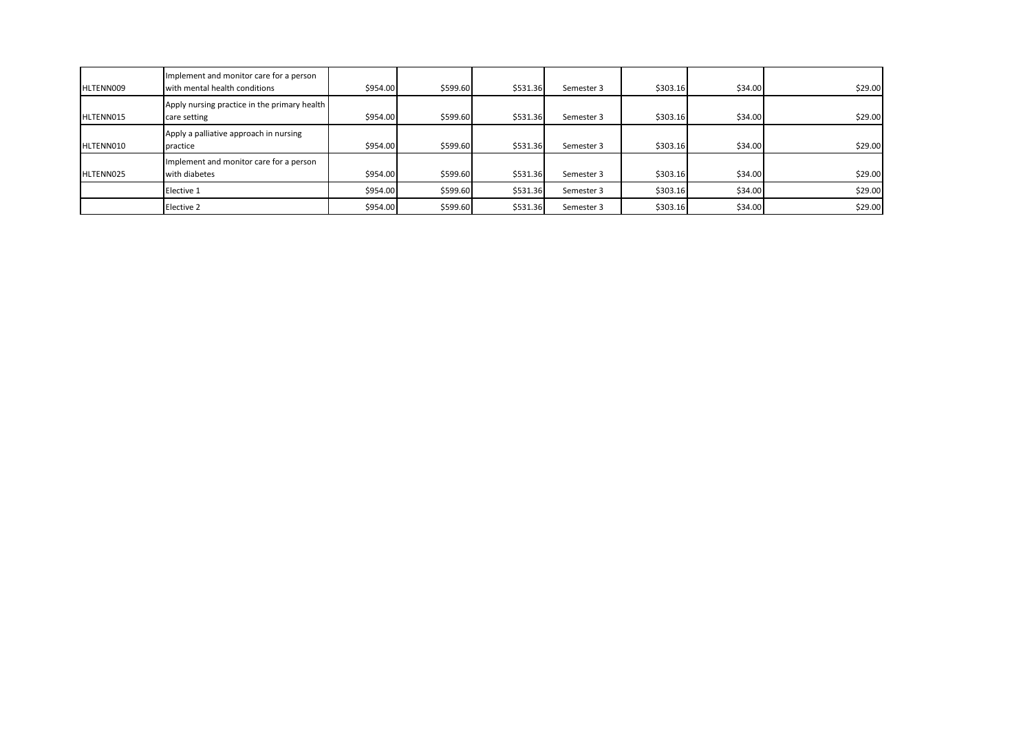| | | | | | | | | |
|---|---|---|---|---|---|---|---|---|
| HLTENN009 | Implement and monitor care for a person with mental health conditions | $954.00 | $599.60 | $531.36 | Semester 3 | $303.16 | $34.00 | $29.00 |
| HLTENN015 | Apply nursing practice in the primary health care setting | $954.00 | $599.60 | $531.36 | Semester 3 | $303.16 | $34.00 | $29.00 |
| HLTENN010 | Apply a palliative approach in nursing practice | $954.00 | $599.60 | $531.36 | Semester 3 | $303.16 | $34.00 | $29.00 |
| HLTENN025 | Implement and monitor care for a person with diabetes | $954.00 | $599.60 | $531.36 | Semester 3 | $303.16 | $34.00 | $29.00 |
| | Elective 1 | $954.00 | $599.60 | $531.36 | Semester 3 | $303.16 | $34.00 | $29.00 |
| | Elective 2 | $954.00 | $599.60 | $531.36 | Semester 3 | $303.16 | $34.00 | $29.00 |